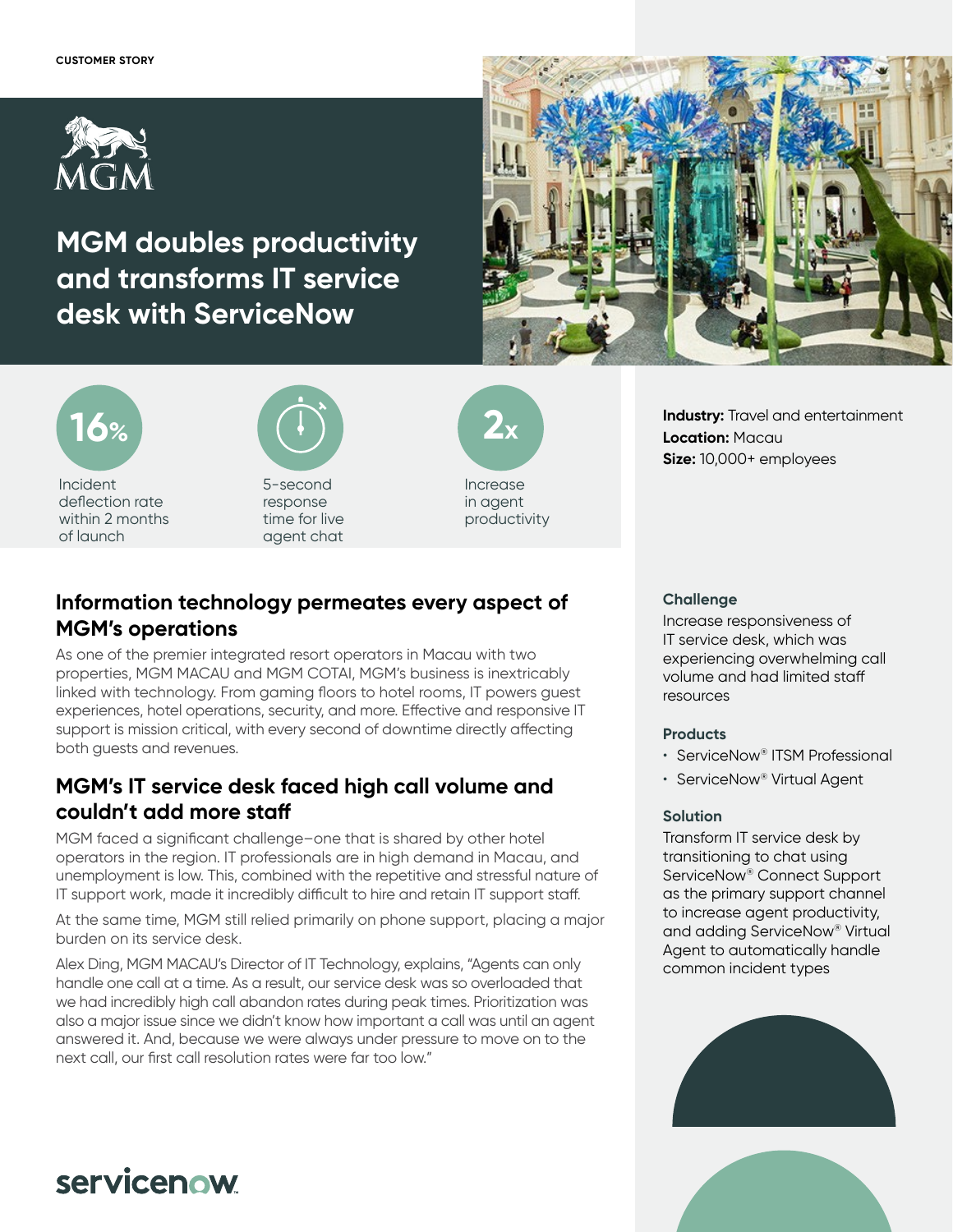CUSTOMER STORY

# MGM doubles productivity and transforms IT service desk with ServiceNow

**16%** Incident deflection rate within 2 months of launch

5-second response time for live agent chat

**2x** Increase in agent productivity

**Industry:** Travel and entertainment
**Location:** Macau
**Size:** 10,000+ employees

### Challenge

Increase responsiveness of IT service desk, which was experiencing overwhelming call volume and had limited staff resources

### Products

- ServiceNow® ITSM Professional
- ServiceNow® Virtual Agent

### Solution

Transform IT service desk by transitioning to chat using ServiceNow® Connect Support as the primary support channel to increase agent productivity, and adding ServiceNow® Virtual Agent to automatically handle common incident types

## Information technology permeates every aspect of MGM's operations

As one of the premier integrated resort operators in Macau with two properties, MGM MACAU and MGM COTAI, MGM's business is inextricably linked with technology. From gaming floors to hotel rooms, IT powers guest experiences, hotel operations, security, and more. Effective and responsive IT support is mission critical, with every second of downtime directly affecting both guests and revenues.

## MGM's IT service desk faced high call volume and couldn't add more staff

MGM faced a significant challenge—one that is shared by other hotel operators in the region. IT professionals are in high demand in Macau, and unemployment is low. This, combined with the repetitive and stressful nature of IT support work, made it incredibly difficult to hire and retain IT support staff.

At the same time, MGM still relied primarily on phone support, placing a major burden on its service desk.

Alex Ding, MGM MACAU's Director of IT Technology, explains, "Agents can only handle one call at a time. As a result, our service desk was so overloaded that we had incredibly high call abandon rates during peak times. Prioritization was also a major issue since we didn't know how important a call was until an agent answered it. And, because we were always under pressure to move on to the next call, our first call resolution rates were far too low."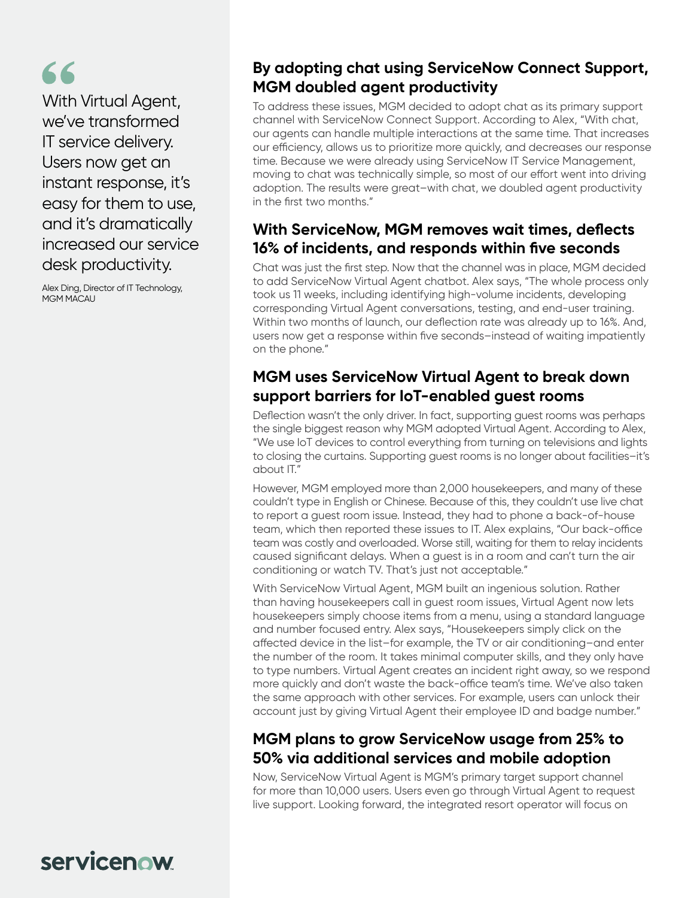> With Virtual Agent, we've transformed IT service delivery. Users now get an instant response, it's easy for them to use, and it's dramatically increased our service desk productivity.
>
> Alex Ding, Director of IT Technology, MGM MACAU

## By adopting chat using ServiceNow Connect Support, MGM doubled agent productivity

To address these issues, MGM decided to adopt chat as its primary support channel with ServiceNow Connect Support. According to Alex, "With chat, our agents can handle multiple interactions at the same time. That increases our efficiency, allows us to prioritize more quickly, and decreases our response time. Because we were already using ServiceNow IT Service Management, moving to chat was technically simple, so most of our effort went into driving adoption. The results were great–with chat, we doubled agent productivity in the first two months."

## With ServiceNow, MGM removes wait times, deflects 16% of incidents, and responds within five seconds

Chat was just the first step. Now that the channel was in place, MGM decided to add ServiceNow Virtual Agent chatbot. Alex says, "The whole process only took us 11 weeks, including identifying high-volume incidents, developing corresponding Virtual Agent conversations, testing, and end-user training. Within two months of launch, our deflection rate was already up to 16%. And, users now get a response within five seconds–instead of waiting impatiently on the phone."

## MGM uses ServiceNow Virtual Agent to break down support barriers for IoT-enabled guest rooms

Deflection wasn't the only driver. In fact, supporting guest rooms was perhaps the single biggest reason why MGM adopted Virtual Agent. According to Alex, "We use IoT devices to control everything from turning on televisions and lights to closing the curtains. Supporting guest rooms is no longer about facilities–it's about IT."

However, MGM employed more than 2,000 housekeepers, and many of these couldn't type in English or Chinese. Because of this, they couldn't use live chat to report a guest room issue. Instead, they had to phone a back-of-house team, which then reported these issues to IT. Alex explains, "Our back-office team was costly and overloaded. Worse still, waiting for them to relay incidents caused significant delays. When a guest is in a room and can't turn the air conditioning or watch TV. That's just not acceptable."

With ServiceNow Virtual Agent, MGM built an ingenious solution. Rather than having housekeepers call in guest room issues, Virtual Agent now lets housekeepers simply choose items from a menu, using a standard language and number focused entry. Alex says, "Housekeepers simply click on the affected device in the list–for example, the TV or air conditioning–and enter the number of the room. It takes minimal computer skills, and they only have to type numbers. Virtual Agent creates an incident right away, so we respond more quickly and don't waste the back-office team's time. We've also taken the same approach with other services. For example, users can unlock their account just by giving Virtual Agent their employee ID and badge number."

## MGM plans to grow ServiceNow usage from 25% to 50% via additional services and mobile adoption

Now, ServiceNow Virtual Agent is MGM's primary target support channel for more than 10,000 users. Users even go through Virtual Agent to request live support. Looking forward, the integrated resort operator will focus on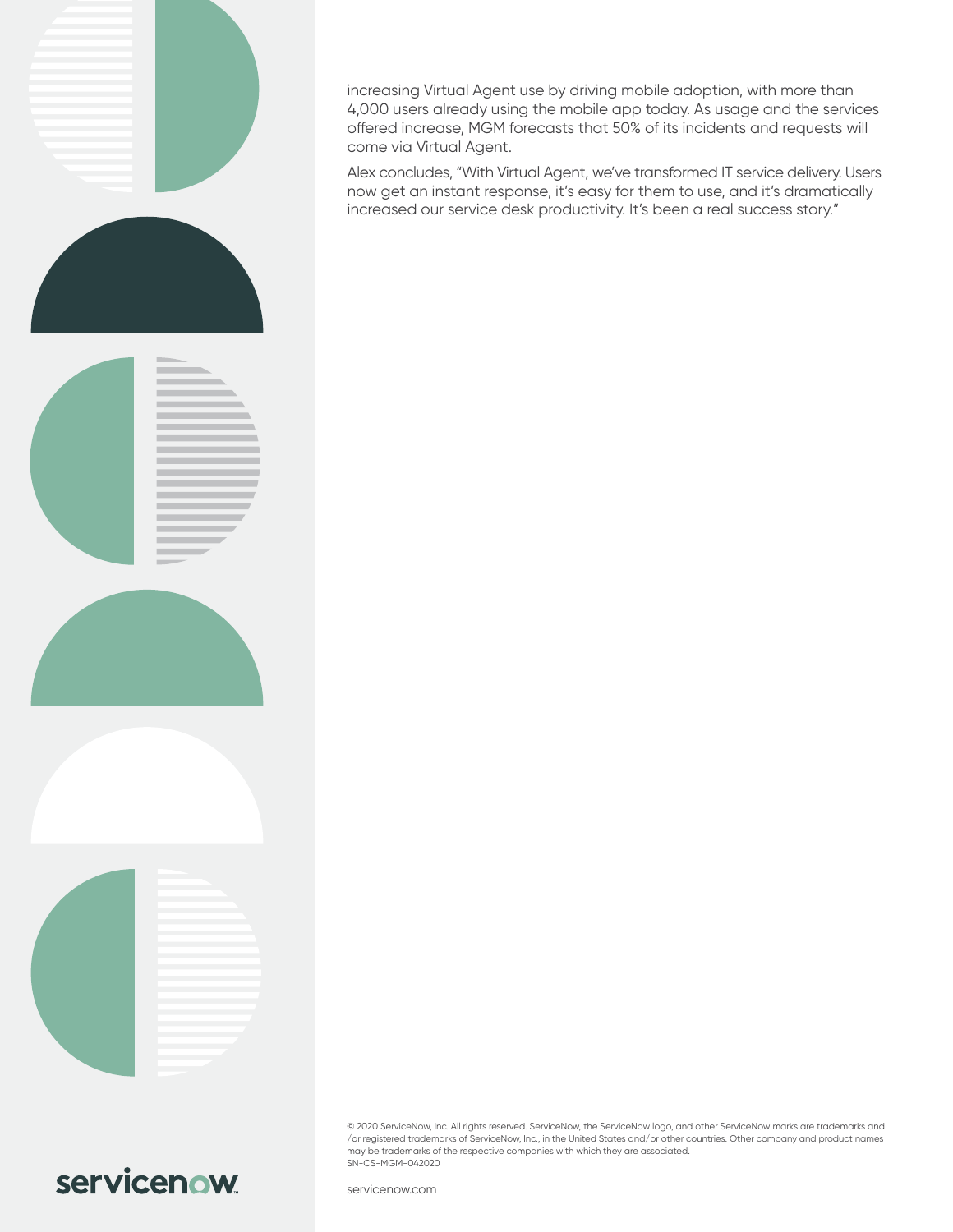increasing Virtual Agent use by driving mobile adoption, with more than 4,000 users already using the mobile app today. As usage and the services offered increase, MGM forecasts that 50% of its incidents and requests will come via Virtual Agent.

Alex concludes, "With Virtual Agent, we've transformed IT service delivery. Users now get an instant response, it's easy for them to use, and it's dramatically increased our service desk productivity. It's been a real success story."

© 2020 ServiceNow, Inc. All rights reserved. ServiceNow, the ServiceNow logo, and other ServiceNow marks are trademarks and /or registered trademarks of ServiceNow, Inc., in the United States and/or other countries. Other company and product names may be trademarks of the respective companies with which they are associated.
SN-CS-MGM-042020

servicenow

servicenow.com